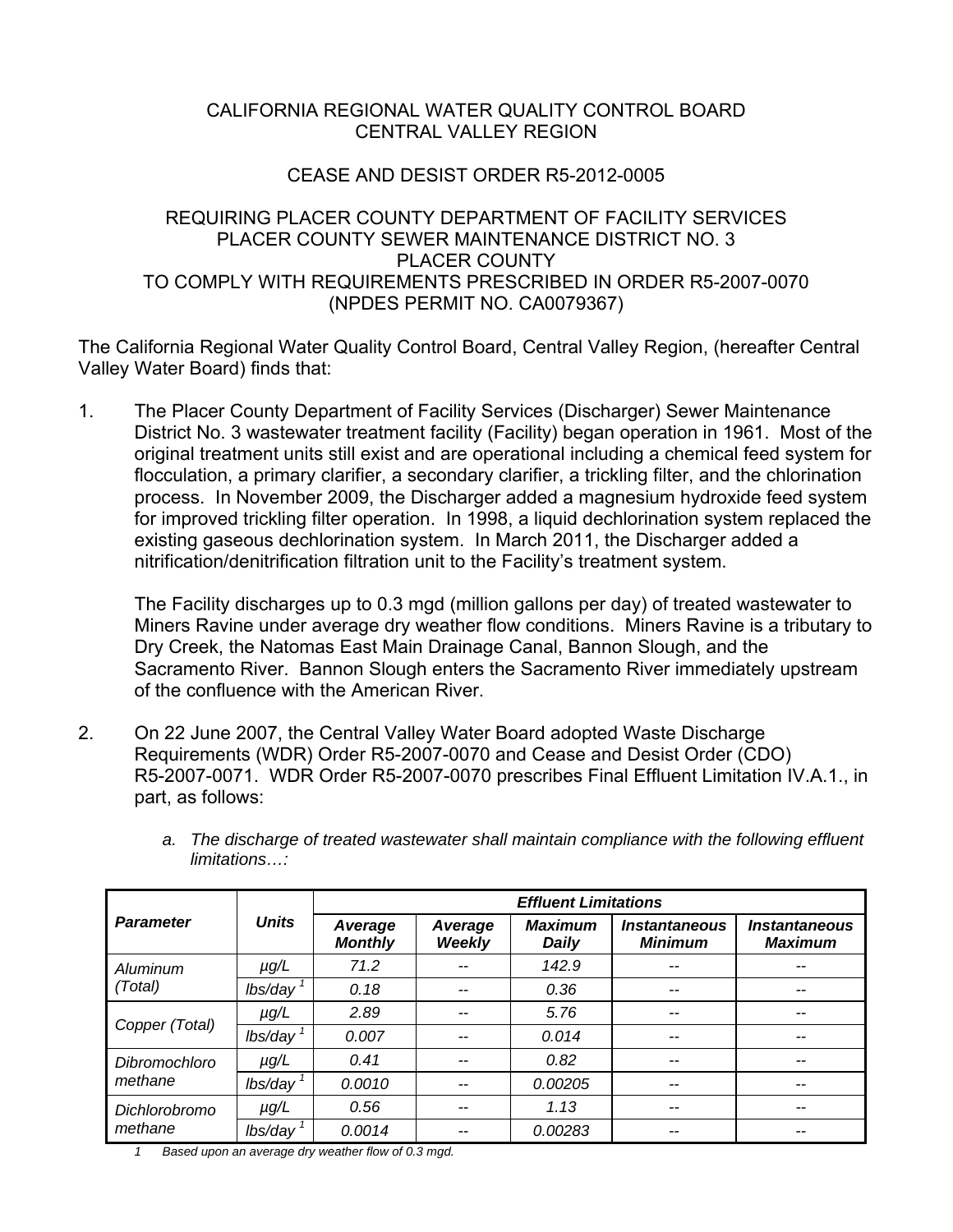CALIFORNIA REGIONAL WATER QUALITY CONTROL BOARD
CENTRAL VALLEY REGION

CEASE AND DESIST ORDER R5-2012-0005

REQUIRING PLACER COUNTY DEPARTMENT OF FACILITY SERVICES
PLACER COUNTY SEWER MAINTENANCE DISTRICT NO. 3
PLACER COUNTY
TO COMPLY WITH REQUIREMENTS PRESCRIBED IN ORDER R5-2007-0070
(NPDES PERMIT NO. CA0079367)

The California Regional Water Quality Control Board, Central Valley Region, (hereafter Central Valley Water Board) finds that:

1. The Placer County Department of Facility Services (Discharger) Sewer Maintenance District No. 3 wastewater treatment facility (Facility) began operation in 1961. Most of the original treatment units still exist and are operational including a chemical feed system for flocculation, a primary clarifier, a secondary clarifier, a trickling filter, and the chlorination process. In November 2009, the Discharger added a magnesium hydroxide feed system for improved trickling filter operation. In 1998, a liquid dechlorination system replaced the existing gaseous dechlorination system. In March 2011, the Discharger added a nitrification/denitrification filtration unit to the Facility's treatment system.

   The Facility discharges up to 0.3 mgd (million gallons per day) of treated wastewater to Miners Ravine under average dry weather flow conditions. Miners Ravine is a tributary to Dry Creek, the Natomas East Main Drainage Canal, Bannon Slough, and the Sacramento River. Bannon Slough enters the Sacramento River immediately upstream of the confluence with the American River.

2. On 22 June 2007, the Central Valley Water Board adopted Waste Discharge Requirements (WDR) Order R5-2007-0070 and Cease and Desist Order (CDO) R5-2007-0071. WDR Order R5-2007-0070 prescribes Final Effluent Limitation IV.A.1., in part, as follows:

   a. *The discharge of treated wastewater shall maintain compliance with the following effluent limitations…:*

| *Parameter* | *Units* | *Effluent Limitations* | | | | |
|---|---|---|---|---|---|---|
| | | *Average Monthly* | *Average Weekly* | *Maximum Daily* | *Instantaneous Minimum* | *Instantaneous Maximum* |
| *Aluminum (Total)* | *µg/L* | *71.2* | *--* | *142.9* | *--* | *--* |
| | *lbs/day* [1] | *0.18* | *--* | *0.36* | *--* | *--* |
| *Copper (Total)* | *µg/L* | *2.89* | *--* | *5.76* | *--* | *--* |
| | *lbs/day* [1] | *0.007* | *--* | *0.014* | *--* | *--* |
| *Dibromochloro methane* | *µg/L* | *0.41* | *--* | *0.82* | *--* | *--* |
| | *lbs/day* [1] | *0.0010* | *--* | *0.00205* | *--* | *--* |
| *Dichlorobromo methane* | *µg/L* | *0.56* | *--* | *1.13* | *--* | *--* |
| | *lbs/day* [1] | *0.0014* | *--* | *0.00283* | *--* | *--* |

*1 Based upon an average dry weather flow of 0.3 mgd.*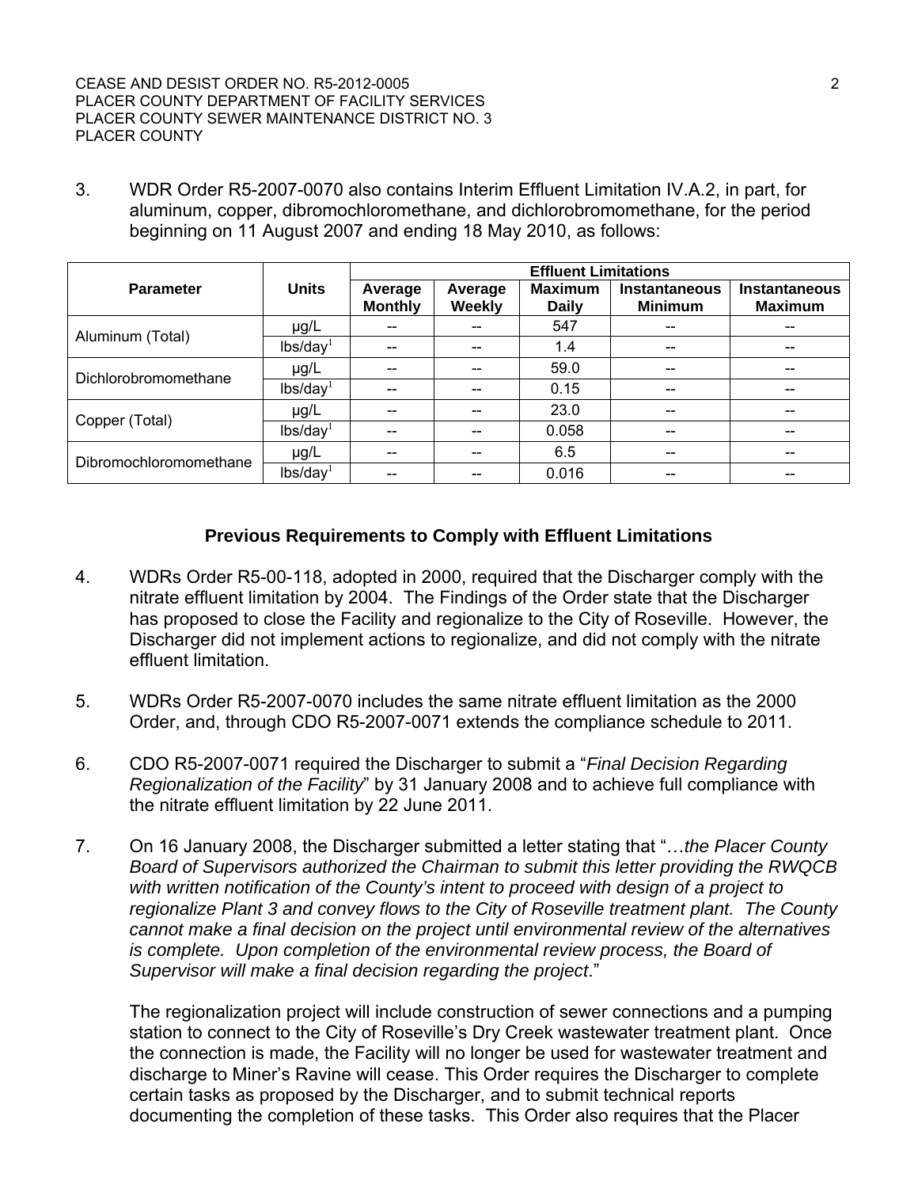3. WDR Order R5-2007-0070 also contains Interim Effluent Limitation IV.A.2, in part, for aluminum, copper, dibromochloromethane, and dichlorobromomethane, for the period beginning on 11 August 2007 and ending 18 May 2010, as follows:

| Parameter | Units | Effluent Limitations | | | | |
|---|---|---|---|---|---|---|
| | | Average Monthly | Average Weekly | Maximum Daily | Instantaneous Minimum | Instantaneous Maximum |
| Aluminum (Total) | µg/L | -- | -- | 547 | -- | -- |
| | lbs/day[1] | -- | -- | 1.4 | -- | -- |
| Dichlorobromomethane | µg/L | -- | -- | 59.0 | -- | -- |
| | lbs/day[1] | -- | -- | 0.15 | -- | -- |
| Copper (Total) | µg/L | -- | -- | 23.0 | -- | -- |
| | lbs/day[1] | -- | -- | 0.058 | -- | -- |
| Dibromochloromomethane | µg/L | -- | -- | 6.5 | -- | -- |
| | lbs/day[1] | -- | -- | 0.016 | -- | -- |

## Previous Requirements to Comply with Effluent Limitations

4. WDRs Order R5-00-118, adopted in 2000, required that the Discharger comply with the nitrate effluent limitation by 2004. The Findings of the Order state that the Discharger has proposed to close the Facility and regionalize to the City of Roseville. However, the Discharger did not implement actions to regionalize, and did not comply with the nitrate effluent limitation.

5. WDRs Order R5-2007-0070 includes the same nitrate effluent limitation as the 2000 Order, and, through CDO R5-2007-0071 extends the compliance schedule to 2011.

6. CDO R5-2007-0071 required the Discharger to submit a "*Final Decision Regarding Regionalization of the Facility*" by 31 January 2008 and to achieve full compliance with the nitrate effluent limitation by 22 June 2011.

7. On 16 January 2008, the Discharger submitted a letter stating that "…*the Placer County Board of Supervisors authorized the Chairman to submit this letter providing the RWQCB with written notification of the County's intent to proceed with design of a project to regionalize Plant 3 and convey flows to the City of Roseville treatment plant. The County cannot make a final decision on the project until environmental review of the alternatives is complete. Upon completion of the environmental review process, the Board of Supervisor will make a final decision regarding the project*."

   The regionalization project will include construction of sewer connections and a pumping station to connect to the City of Roseville's Dry Creek wastewater treatment plant. Once the connection is made, the Facility will no longer be used for wastewater treatment and discharge to Miner's Ravine will cease. This Order requires the Discharger to complete certain tasks as proposed by the Discharger, and to submit technical reports documenting the completion of these tasks. This Order also requires that the Placer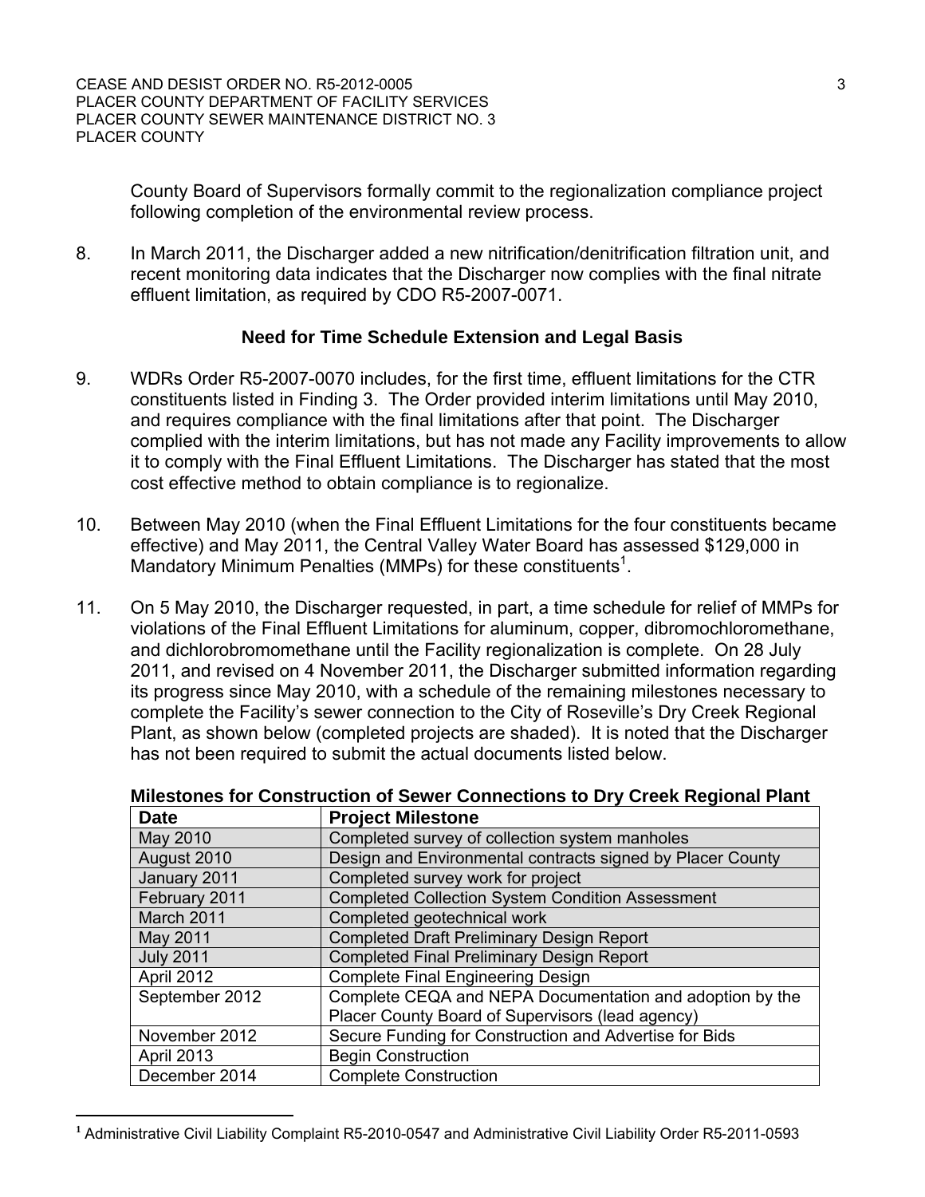County Board of Supervisors formally commit to the regionalization compliance project following completion of the environmental review process.

8. In March 2011, the Discharger added a new nitrification/denitrification filtration unit, and recent monitoring data indicates that the Discharger now complies with the final nitrate effluent limitation, as required by CDO R5-2007-0071.

### Need for Time Schedule Extension and Legal Basis

9. WDRs Order R5-2007-0070 includes, for the first time, effluent limitations for the CTR constituents listed in Finding 3. The Order provided interim limitations until May 2010, and requires compliance with the final limitations after that point. The Discharger complied with the interim limitations, but has not made any Facility improvements to allow it to comply with the Final Effluent Limitations. The Discharger has stated that the most cost effective method to obtain compliance is to regionalize.

10. Between May 2010 (when the Final Effluent Limitations for the four constituents became effective) and May 2011, the Central Valley Water Board has assessed $129,000 in Mandatory Minimum Penalties (MMPs) for these constituents[1].

11. On 5 May 2010, the Discharger requested, in part, a time schedule for relief of MMPs for violations of the Final Effluent Limitations for aluminum, copper, dibromochloromethane, and dichlorobromomethane until the Facility regionalization is complete. On 28 July 2011, and revised on 4 November 2011, the Discharger submitted information regarding its progress since May 2010, with a schedule of the remaining milestones necessary to complete the Facility's sewer connection to the City of Roseville's Dry Creek Regional Plant, as shown below (completed projects are shaded). It is noted that the Discharger has not been required to submit the actual documents listed below.

**Milestones for Construction of Sewer Connections to Dry Creek Regional Plant**

| Date | Project Milestone |
|---|---|
| May 2010 | Completed survey of collection system manholes |
| August 2010 | Design and Environmental contracts signed by Placer County |
| January 2011 | Completed survey work for project |
| February 2011 | Completed Collection System Condition Assessment |
| March 2011 | Completed geotechnical work |
| May 2011 | Completed Draft Preliminary Design Report |
| July 2011 | Completed Final Preliminary Design Report |
| April 2012 | Complete Final Engineering Design |
| September 2012 | Complete CEQA and NEPA Documentation and adoption by the Placer County Board of Supervisors (lead agency) |
| November 2012 | Secure Funding for Construction and Advertise for Bids |
| April 2013 | Begin Construction |
| December 2014 | Complete Construction |

[1] Administrative Civil Liability Complaint R5-2010-0547 and Administrative Civil Liability Order R5-2011-0593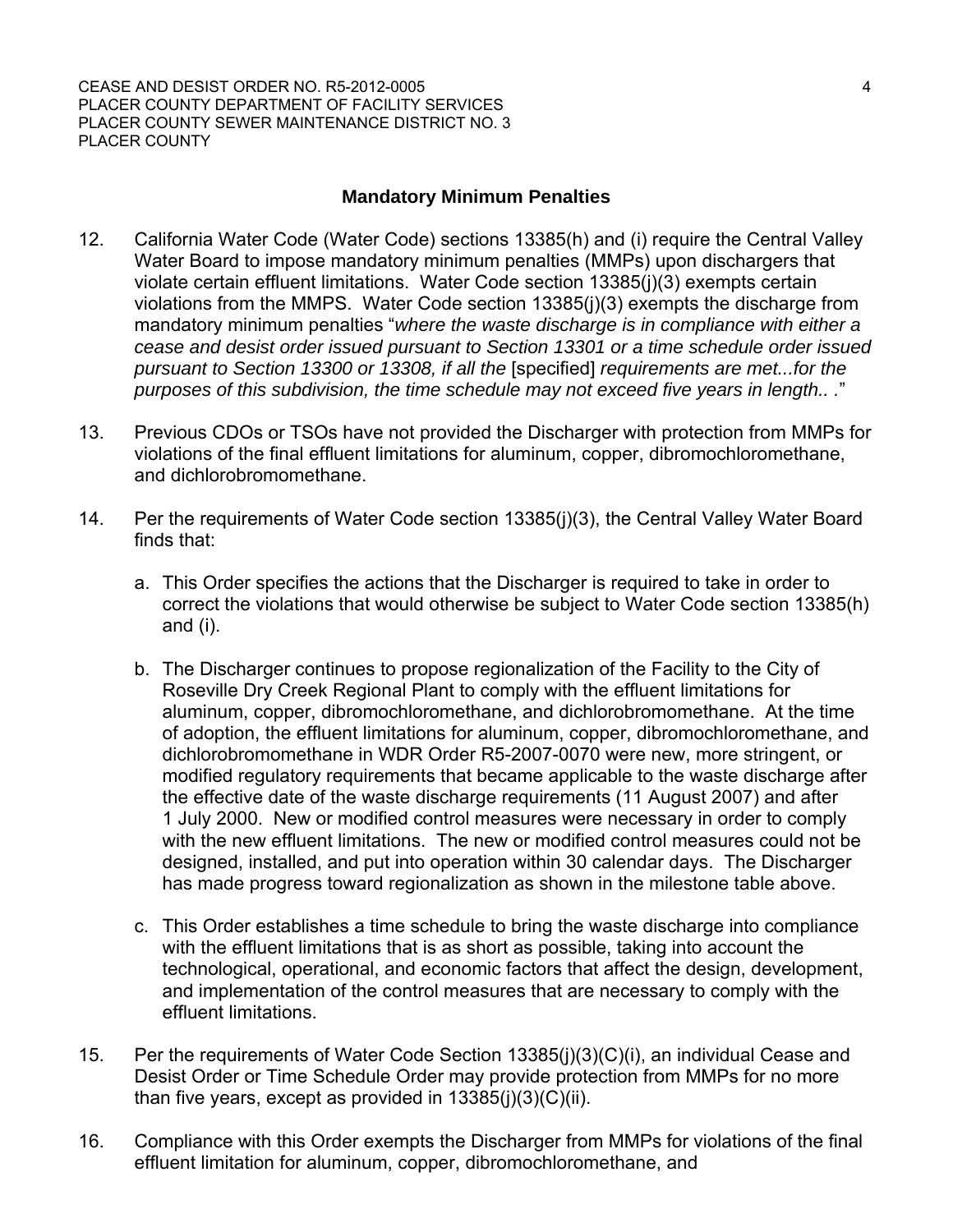## Mandatory Minimum Penalties

12. California Water Code (Water Code) sections 13385(h) and (i) require the Central Valley Water Board to impose mandatory minimum penalties (MMPs) upon dischargers that violate certain effluent limitations. Water Code section 13385(j)(3) exempts certain violations from the MMPS. Water Code section 13385(j)(3) exempts the discharge from mandatory minimum penalties "*where the waste discharge is in compliance with either a cease and desist order issued pursuant to Section 13301 or a time schedule order issued pursuant to Section 13300 or 13308, if all the* [specified] *requirements are met...for the purposes of this subdivision, the time schedule may not exceed five years in length.. .*"

13. Previous CDOs or TSOs have not provided the Discharger with protection from MMPs for violations of the final effluent limitations for aluminum, copper, dibromochloromethane, and dichlorobromomethane.

14. Per the requirements of Water Code section 13385(j)(3), the Central Valley Water Board finds that:

    a. This Order specifies the actions that the Discharger is required to take in order to correct the violations that would otherwise be subject to Water Code section 13385(h) and (i).

    b. The Discharger continues to propose regionalization of the Facility to the City of Roseville Dry Creek Regional Plant to comply with the effluent limitations for aluminum, copper, dibromochloromethane, and dichlorobromomethane. At the time of adoption, the effluent limitations for aluminum, copper, dibromochloromethane, and dichlorobromomethane in WDR Order R5-2007-0070 were new, more stringent, or modified regulatory requirements that became applicable to the waste discharge after the effective date of the waste discharge requirements (11 August 2007) and after 1 July 2000. New or modified control measures were necessary in order to comply with the new effluent limitations. The new or modified control measures could not be designed, installed, and put into operation within 30 calendar days. The Discharger has made progress toward regionalization as shown in the milestone table above.

    c. This Order establishes a time schedule to bring the waste discharge into compliance with the effluent limitations that is as short as possible, taking into account the technological, operational, and economic factors that affect the design, development, and implementation of the control measures that are necessary to comply with the effluent limitations.

15. Per the requirements of Water Code Section 13385(j)(3)(C)(i), an individual Cease and Desist Order or Time Schedule Order may provide protection from MMPs for no more than five years, except as provided in 13385(j)(3)(C)(ii).

16. Compliance with this Order exempts the Discharger from MMPs for violations of the final effluent limitation for aluminum, copper, dibromochloromethane, and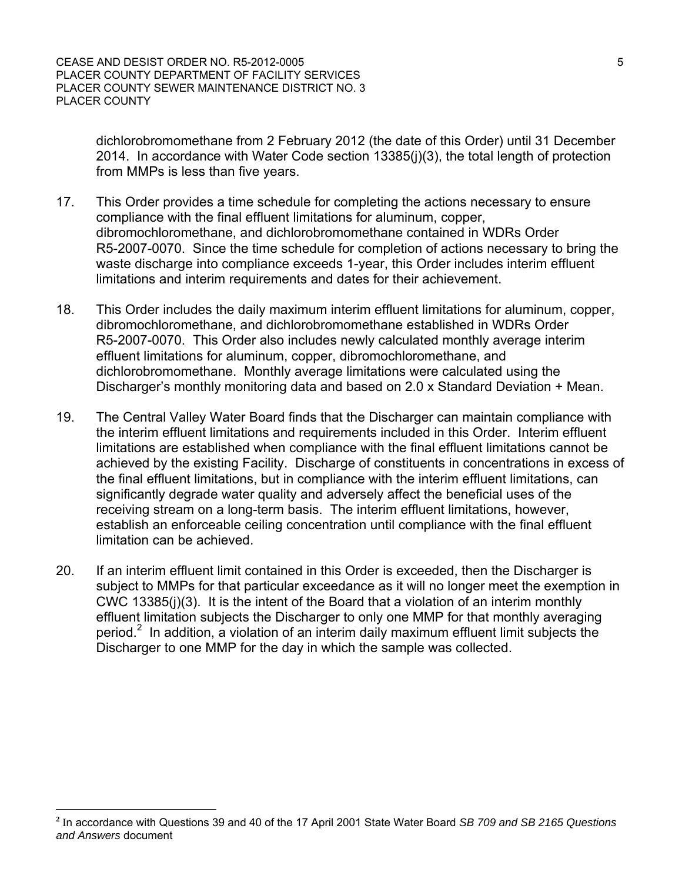dichlorobromomethane from 2 February 2012 (the date of this Order) until 31 December 2014. In accordance with Water Code section 13385(j)(3), the total length of protection from MMPs is less than five years.

17. This Order provides a time schedule for completing the actions necessary to ensure compliance with the final effluent limitations for aluminum, copper, dibromochloromethane, and dichlorobromomethane contained in WDRs Order R5-2007-0070. Since the time schedule for completion of actions necessary to bring the waste discharge into compliance exceeds 1-year, this Order includes interim effluent limitations and interim requirements and dates for their achievement.

18. This Order includes the daily maximum interim effluent limitations for aluminum, copper, dibromochloromethane, and dichlorobromomethane established in WDRs Order R5-2007-0070. This Order also includes newly calculated monthly average interim effluent limitations for aluminum, copper, dibromochloromethane, and dichlorobromomethane. Monthly average limitations were calculated using the Discharger's monthly monitoring data and based on 2.0 x Standard Deviation + Mean.

19. The Central Valley Water Board finds that the Discharger can maintain compliance with the interim effluent limitations and requirements included in this Order. Interim effluent limitations are established when compliance with the final effluent limitations cannot be achieved by the existing Facility. Discharge of constituents in concentrations in excess of the final effluent limitations, but in compliance with the interim effluent limitations, can significantly degrade water quality and adversely affect the beneficial uses of the receiving stream on a long-term basis. The interim effluent limitations, however, establish an enforceable ceiling concentration until compliance with the final effluent limitation can be achieved.

20. If an interim effluent limit contained in this Order is exceeded, then the Discharger is subject to MMPs for that particular exceedance as it will no longer meet the exemption in CWC 13385(j)(3). It is the intent of the Board that a violation of an interim monthly effluent limitation subjects the Discharger to only one MMP for that monthly averaging period.[2] In addition, a violation of an interim daily maximum effluent limit subjects the Discharger to one MMP for the day in which the sample was collected.

[2] In accordance with Questions 39 and 40 of the 17 April 2001 State Water Board *SB 709 and SB 2165 Questions and Answers* document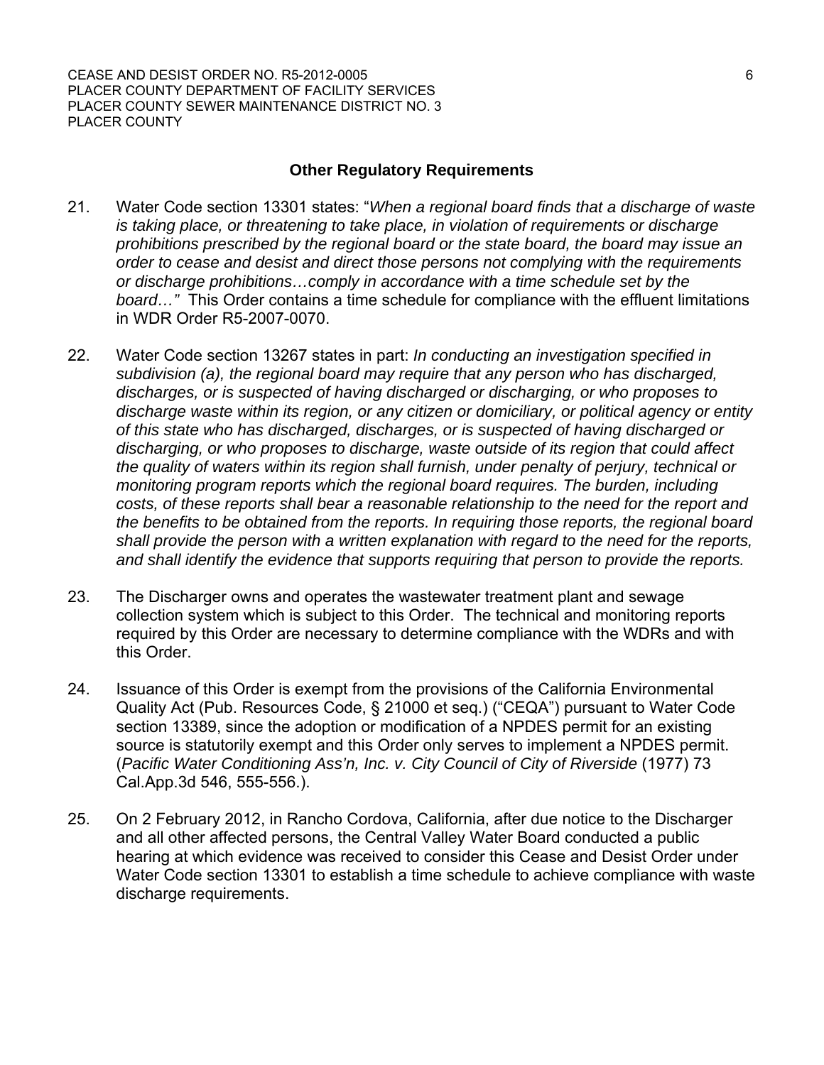## Other Regulatory Requirements

21. Water Code section 13301 states: "*When a regional board finds that a discharge of waste is taking place, or threatening to take place, in violation of requirements or discharge prohibitions prescribed by the regional board or the state board, the board may issue an order to cease and desist and direct those persons not complying with the requirements or discharge prohibitions…comply in accordance with a time schedule set by the board…"* This Order contains a time schedule for compliance with the effluent limitations in WDR Order R5-2007-0070.

22. Water Code section 13267 states in part: *In conducting an investigation specified in subdivision (a), the regional board may require that any person who has discharged, discharges, or is suspected of having discharged or discharging, or who proposes to discharge waste within its region, or any citizen or domiciliary, or political agency or entity of this state who has discharged, discharges, or is suspected of having discharged or discharging, or who proposes to discharge, waste outside of its region that could affect the quality of waters within its region shall furnish, under penalty of perjury, technical or monitoring program reports which the regional board requires. The burden, including costs, of these reports shall bear a reasonable relationship to the need for the report and the benefits to be obtained from the reports. In requiring those reports, the regional board shall provide the person with a written explanation with regard to the need for the reports, and shall identify the evidence that supports requiring that person to provide the reports.*

23. The Discharger owns and operates the wastewater treatment plant and sewage collection system which is subject to this Order. The technical and monitoring reports required by this Order are necessary to determine compliance with the WDRs and with this Order.

24. Issuance of this Order is exempt from the provisions of the California Environmental Quality Act (Pub. Resources Code, § 21000 et seq.) ("CEQA") pursuant to Water Code section 13389, since the adoption or modification of a NPDES permit for an existing source is statutorily exempt and this Order only serves to implement a NPDES permit. (*Pacific Water Conditioning Ass'n, Inc. v. City Council of City of Riverside* (1977) 73 Cal.App.3d 546, 555-556.).

25. On 2 February 2012, in Rancho Cordova, California, after due notice to the Discharger and all other affected persons, the Central Valley Water Board conducted a public hearing at which evidence was received to consider this Cease and Desist Order under Water Code section 13301 to establish a time schedule to achieve compliance with waste discharge requirements.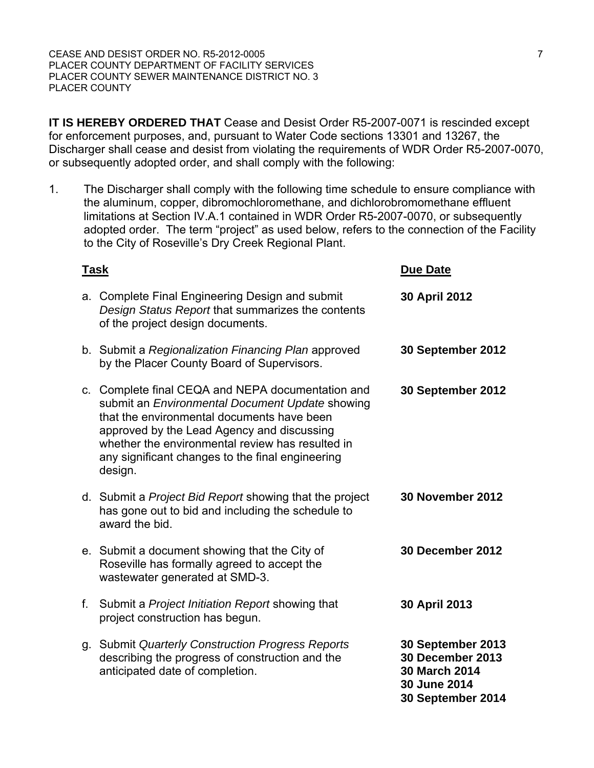**IT IS HEREBY ORDERED THAT** Cease and Desist Order R5-2007-0071 is rescinded except for enforcement purposes, and, pursuant to Water Code sections 13301 and 13267, the Discharger shall cease and desist from violating the requirements of WDR Order R5-2007-0070, or subsequently adopted order, and shall comply with the following:

1. The Discharger shall comply with the following time schedule to ensure compliance with the aluminum, copper, dibromochloromethane, and dichlorobromomethane effluent limitations at Section IV.A.1 contained in WDR Order R5-2007-0070, or subsequently adopted order. The term "project" as used below, refers to the connection of the Facility to the City of Roseville's Dry Creek Regional Plant.

| Task | Due Date |
|---|---|
| a. Complete Final Engineering Design and submit *Design Status Report* that summarizes the contents of the project design documents. | **30 April 2012** |
| b. Submit a *Regionalization Financing Plan* approved by the Placer County Board of Supervisors. | **30 September 2012** |
| c. Complete final CEQA and NEPA documentation and submit an *Environmental Document Update* showing that the environmental documents have been approved by the Lead Agency and discussing whether the environmental review has resulted in any significant changes to the final engineering design. | **30 September 2012** |
| d. Submit a *Project Bid Report* showing that the project has gone out to bid and including the schedule to award the bid. | **30 November 2012** |
| e. Submit a document showing that the City of Roseville has formally agreed to accept the wastewater generated at SMD-3. | **30 December 2012** |
| f. Submit a *Project Initiation Report* showing that project construction has begun. | **30 April 2013** |
| g. Submit *Quarterly Construction Progress Reports* describing the progress of construction and the anticipated date of completion. | **30 September 2013**<br>**30 December 2013**<br>**30 March 2014**<br>**30 June 2014**<br>**30 September 2014** |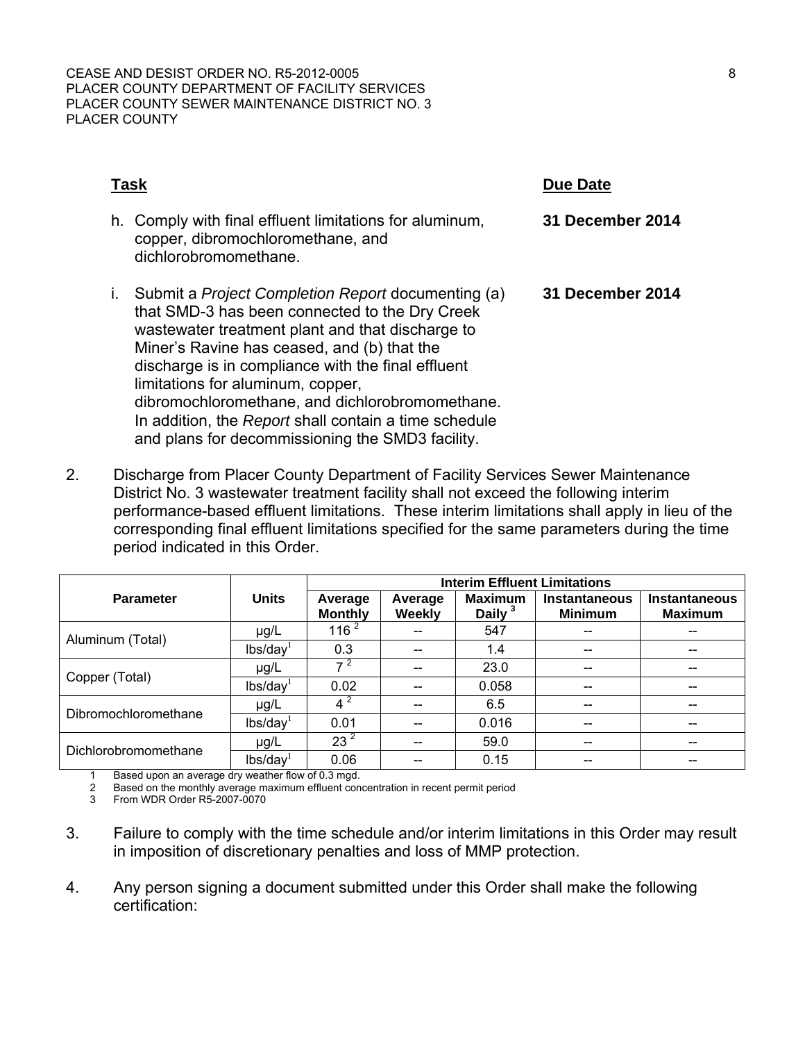| **Task** | **Due Date** |
|---|---|
| h. Comply with final effluent limitations for aluminum, copper, dibromochloromethane, and dichlorobromomethane. | **31 December 2014** |
| i. Submit a *Project Completion Report* documenting (a) that SMD-3 has been connected to the Dry Creek wastewater treatment plant and that discharge to Miner's Ravine has ceased, and (b) that the discharge is in compliance with the final effluent limitations for aluminum, copper, dibromochloromethane, and dichlorobromomethane. In addition, the *Report* shall contain a time schedule and plans for decommissioning the SMD3 facility. | **31 December 2014** |

2. Discharge from Placer County Department of Facility Services Sewer Maintenance District No. 3 wastewater treatment facility shall not exceed the following interim performance-based effluent limitations. These interim limitations shall apply in lieu of the corresponding final effluent limitations specified for the same parameters during the time period indicated in this Order.

| Parameter | Units | Interim Effluent Limitations | | | | |
|---|---|---|---|---|---|---|
| | | Average Monthly | Average Weekly | Maximum Daily [3] | Instantaneous Minimum | Instantaneous Maximum |
| Aluminum (Total) | µg/L | 116 [2] | -- | 547 | -- | -- |
| | lbs/day[1] | 0.3 | -- | 1.4 | -- | -- |
| Copper (Total) | µg/L | 7 [2] | -- | 23.0 | -- | -- |
| | lbs/day[1] | 0.02 | -- | 0.058 | -- | -- |
| Dibromochloromethane | µg/L | 4 [2] | -- | 6.5 | -- | -- |
| | lbs/day[1] | 0.01 | -- | 0.016 | -- | -- |
| Dichlorobromomethane | µg/L | 23 [2] | -- | 59.0 | -- | -- |
| | lbs/day[1] | 0.06 | -- | 0.15 | -- | -- |

1 Based upon an average dry weather flow of 0.3 mgd.
2 Based on the monthly average maximum effluent concentration in recent permit period
3 From WDR Order R5-2007-0070

3. Failure to comply with the time schedule and/or interim limitations in this Order may result in imposition of discretionary penalties and loss of MMP protection.

4. Any person signing a document submitted under this Order shall make the following certification: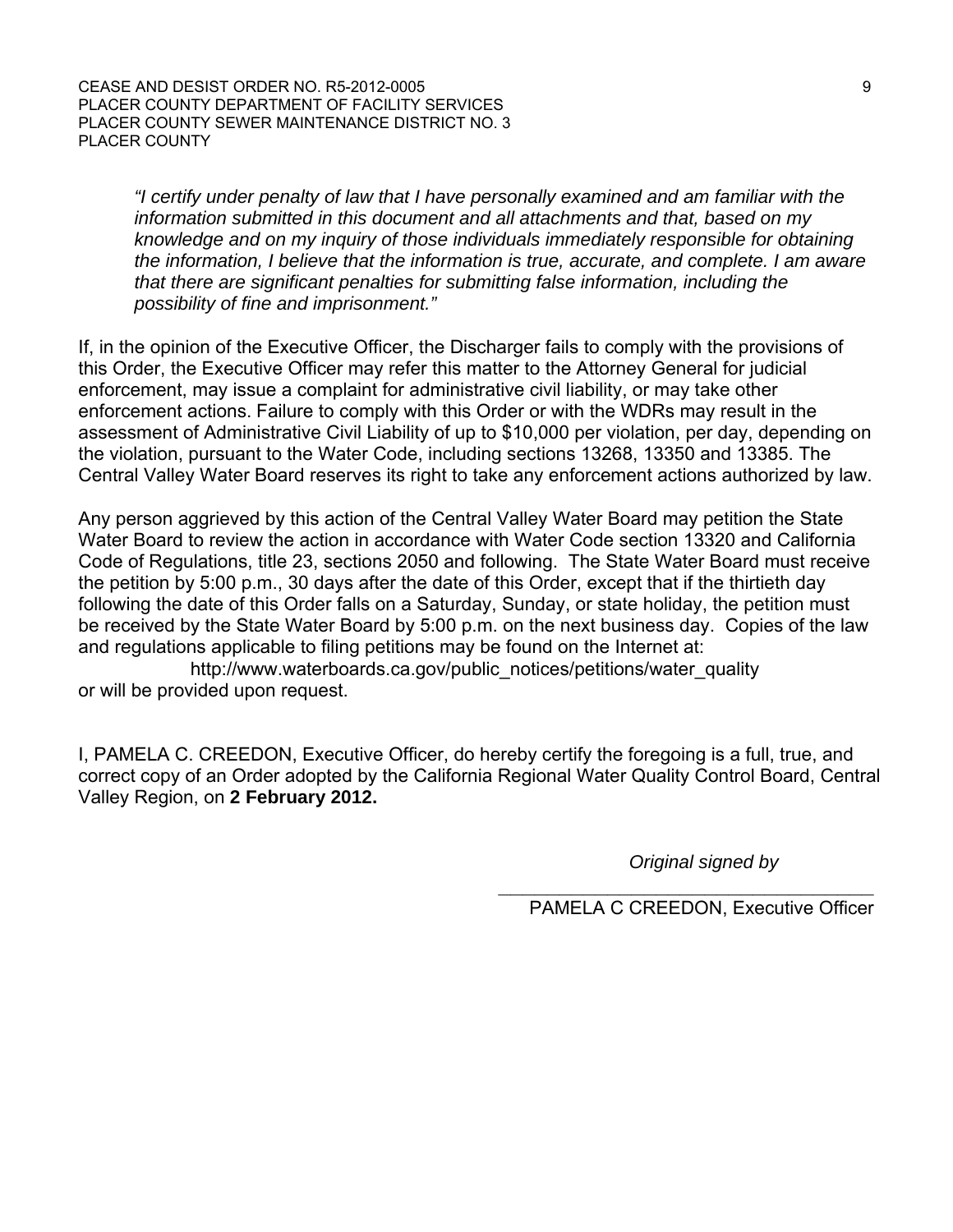*"I certify under penalty of law that I have personally examined and am familiar with the information submitted in this document and all attachments and that, based on my knowledge and on my inquiry of those individuals immediately responsible for obtaining the information, I believe that the information is true, accurate, and complete. I am aware that there are significant penalties for submitting false information, including the possibility of fine and imprisonment."*

If, in the opinion of the Executive Officer, the Discharger fails to comply with the provisions of this Order, the Executive Officer may refer this matter to the Attorney General for judicial enforcement, may issue a complaint for administrative civil liability, or may take other enforcement actions. Failure to comply with this Order or with the WDRs may result in the assessment of Administrative Civil Liability of up to $10,000 per violation, per day, depending on the violation, pursuant to the Water Code, including sections 13268, 13350 and 13385. The Central Valley Water Board reserves its right to take any enforcement actions authorized by law.

Any person aggrieved by this action of the Central Valley Water Board may petition the State Water Board to review the action in accordance with Water Code section 13320 and California Code of Regulations, title 23, sections 2050 and following. The State Water Board must receive the petition by 5:00 p.m., 30 days after the date of this Order, except that if the thirtieth day following the date of this Order falls on a Saturday, Sunday, or state holiday, the petition must be received by the State Water Board by 5:00 p.m. on the next business day. Copies of the law and regulations applicable to filing petitions may be found on the Internet at:

http://www.waterboards.ca.gov/public_notices/petitions/water_quality

or will be provided upon request.

I, PAMELA C. CREEDON, Executive Officer, do hereby certify the foregoing is a full, true, and correct copy of an Order adopted by the California Regional Water Quality Control Board, Central Valley Region, on **2 February 2012.**

*Original signed by*

_____________________________________

PAMELA C CREEDON, Executive Officer